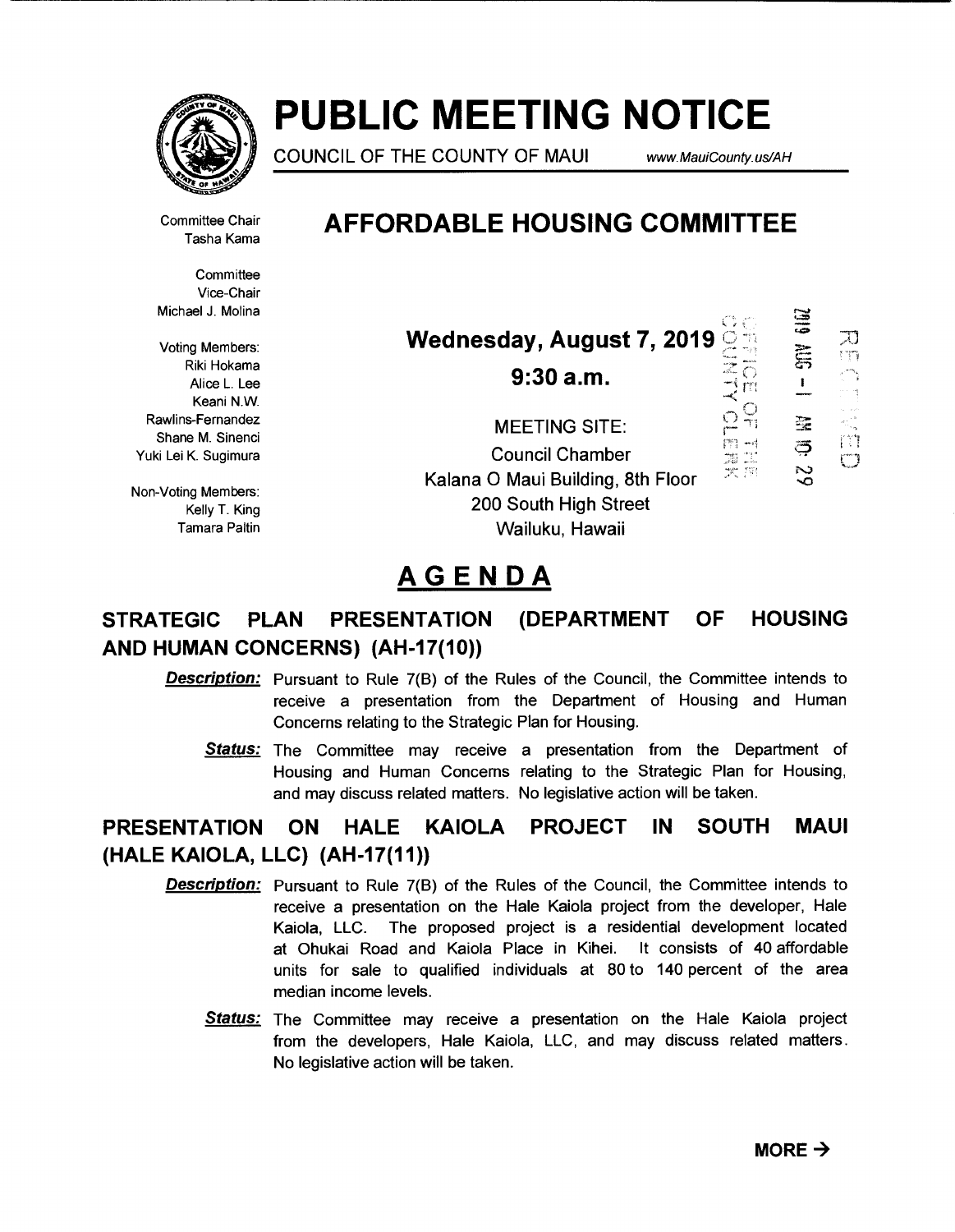# PUBLIC MEETING NOTICE

COUNCIL OF THE COUNTY OF MAUI www.MauiCounty.us/AH

## AFFORDABLE HOUSING COMMITTEE

Committee Chair
Tasha Kama

Committee Vice-Chair
Michael J. Molina

Voting Members:
Riki Hokama
Alice L. Lee
Keani N.W. Rawlins-Fernandez
Shane M. Sinenci
Yuki Lei K. Sugimura

Non-Voting Members:
Kelly T. King
Tamara Paltin

**Wednesday, August 7, 2019**

**9:30 a.m.**

MEETING SITE:
Council Chamber
Kalana O Maui Building, 8th Floor
200 South High Street
Wailuku, Hawaii

OFFICE OF THE COUNTY CLERK
2019 AUG -1 AM 10: 29
RECEIVED

# AGENDA

### STRATEGIC PLAN PRESENTATION (DEPARTMENT OF HOUSING AND HUMAN CONCERNS) (AH-17(10))

***Description:*** Pursuant to Rule 7(B) of the Rules of the Council, the Committee intends to receive a presentation from the Department of Housing and Human Concerns relating to the Strategic Plan for Housing.

***Status:*** The Committee may receive a presentation from the Department of Housing and Human Concerns relating to the Strategic Plan for Housing, and may discuss related matters. No legislative action will be taken.

### PRESENTATION ON HALE KAIOLA PROJECT IN SOUTH MAUI (HALE KAIOLA, LLC) (AH-17(11))

***Description:*** Pursuant to Rule 7(B) of the Rules of the Council, the Committee intends to receive a presentation on the Hale Kaiola project from the developer, Hale Kaiola, LLC. The proposed project is a residential development located at Ohukai Road and Kaiola Place in Kihei. It consists of 40 affordable units for sale to qualified individuals at 80 to 140 percent of the area median income levels.

***Status:*** The Committee may receive a presentation on the Hale Kaiola project from the developers, Hale Kaiola, LLC, and may discuss related matters. No legislative action will be taken.

**MORE →**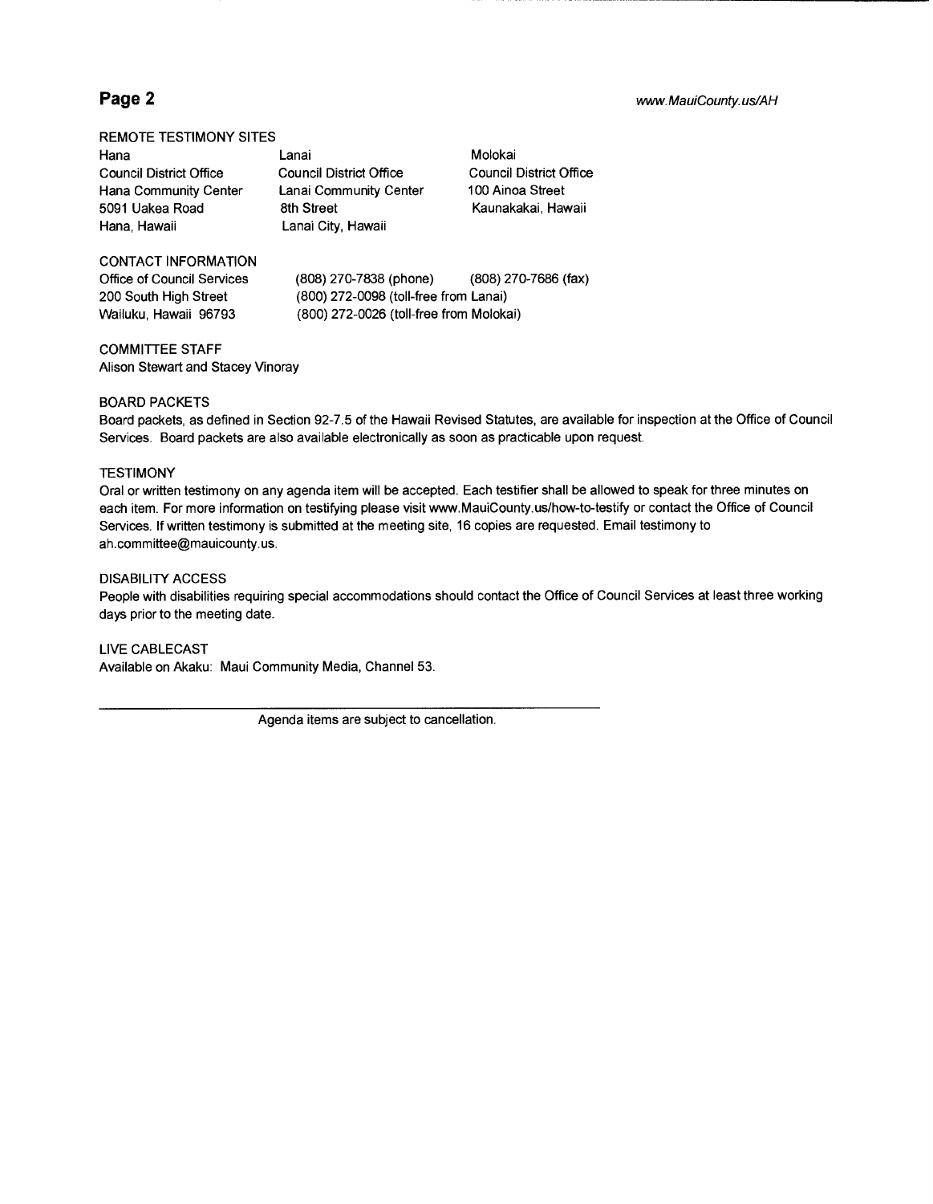REMOTE TESTIMONY SITES

| Hana | Lanai | Molokai |
| --- | --- | --- |
| Council District Office | Council District Office | Council District Office |
| Hana Community Center | Lanai Community Center | 100 Ainoa Street |
| 5091 Uakea Road | 8th Street | Kaunakakai, Hawaii |
| Hana, Hawaii | Lanai City, Hawaii | |

CONTACT INFORMATION

| | | |
| --- | --- | --- |
| Office of Council Services | (808) 270-7838 (phone) | (808) 270-7686 (fax) |
| 200 South High Street | (800) 272-0098 (toll-free from Lanai) | |
| Wailuku, Hawaii 96793 | (800) 272-0026 (toll-free from Molokai) | |

COMMITTEE STAFF

Alison Stewart and Stacey Vinoray

BOARD PACKETS

Board packets, as defined in Section 92-7.5 of the Hawaii Revised Statutes, are available for inspection at the Office of Council Services. Board packets are also available electronically as soon as practicable upon request.

TESTIMONY

Oral or written testimony on any agenda item will be accepted. Each testifier shall be allowed to speak for three minutes on each item. For more information on testifying please visit www.MauiCounty.us/how-to-testify or contact the Office of Council Services. If written testimony is submitted at the meeting site, 16 copies are requested. Email testimony to ah.committee@mauicounty.us.

DISABILITY ACCESS

People with disabilities requiring special accommodations should contact the Office of Council Services at least three working days prior to the meeting date.

LIVE CABLECAST

Available on Akaku: Maui Community Media, Channel 53.

---

Agenda items are subject to cancellation.